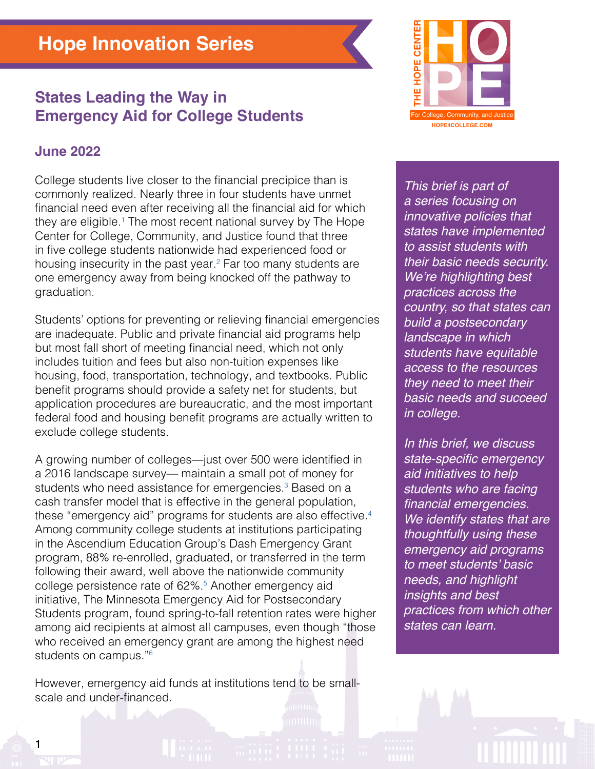# Hope Innovation Series

## States Leading the Way in Emergency Aid for College Students

### June 2022

*This brief is part of a series focusing on innovative policies that states have implemented to assist students with their basic needs security. We're highlighting best practices across the country, so that states can build a postsecondary landscape in which students have equitable access to the resources they need to meet their basic needs and succeed in college.*

*In this brief, we discuss state-specific emergency aid initiatives to help students who are facing financial emergencies. We identify states that are thoughtfully using these emergency aid programs to meet students' basic needs, and highlight insights and best practices from which other states can learn.*

College students live closer to the financial precipice than is commonly realized. Nearly three in four students have unmet financial need even after receiving all the financial aid for which they are eligible.[1] The most recent national survey by The Hope Center for College, Community, and Justice found that three in five college students nationwide had experienced food or housing insecurity in the past year.[2] Far too many students are one emergency away from being knocked off the pathway to graduation.

Students' options for preventing or relieving financial emergencies are inadequate. Public and private financial aid programs help but most fall short of meeting financial need, which not only includes tuition and fees but also non-tuition expenses like housing, food, transportation, technology, and textbooks. Public benefit programs should provide a safety net for students, but application procedures are bureaucratic, and the most important federal food and housing benefit programs are actually written to exclude college students.

A growing number of colleges—just over 500 were identified in a 2016 landscape survey— maintain a small pot of money for students who need assistance for emergencies.[3] Based on a cash transfer model that is effective in the general population, these "emergency aid" programs for students are also effective.[4] Among community college students at institutions participating in the Ascendium Education Group's Dash Emergency Grant program, 88% re-enrolled, graduated, or transferred in the term following their award, well above the nationwide community college persistence rate of 62%.[5] Another emergency aid initiative, The Minnesota Emergency Aid for Postsecondary Students program, found spring-to-fall retention rates were higher among aid recipients at almost all campuses, even though "those who received an emergency grant are among the highest need students on campus."[6]

However, emergency aid funds at institutions tend to be small-scale and under-financed.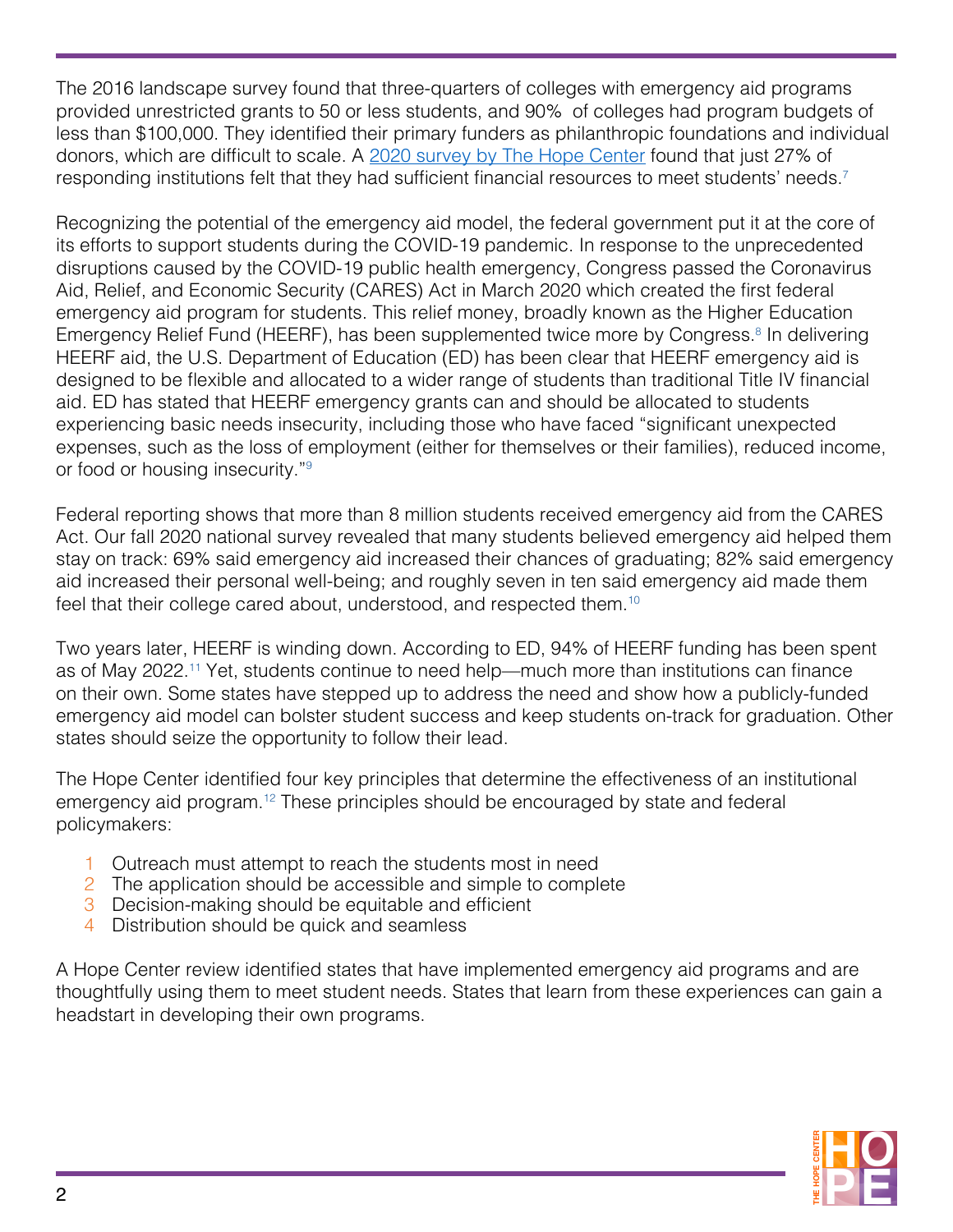The 2016 landscape survey found that three-quarters of colleges with emergency aid programs provided unrestricted grants to 50 or less students, and 90% of colleges had program budgets of less than $100,000. They identified their primary funders as philanthropic foundations and individual donors, which are difficult to scale. A [2020 survey by The Hope Center](#) found that just 27% of responding institutions felt that they had sufficient financial resources to meet students' needs.[7]

Recognizing the potential of the emergency aid model, the federal government put it at the core of its efforts to support students during the COVID-19 pandemic. In response to the unprecedented disruptions caused by the COVID-19 public health emergency, Congress passed the Coronavirus Aid, Relief, and Economic Security (CARES) Act in March 2020 which created the first federal emergency aid program for students. This relief money, broadly known as the Higher Education Emergency Relief Fund (HEERF), has been supplemented twice more by Congress.[8] In delivering HEERF aid, the U.S. Department of Education (ED) has been clear that HEERF emergency aid is designed to be flexible and allocated to a wider range of students than traditional Title IV financial aid. ED has stated that HEERF emergency grants can and should be allocated to students experiencing basic needs insecurity, including those who have faced "significant unexpected expenses, such as the loss of employment (either for themselves or their families), reduced income, or food or housing insecurity."[9]

Federal reporting shows that more than 8 million students received emergency aid from the CARES Act. Our fall 2020 national survey revealed that many students believed emergency aid helped them stay on track: 69% said emergency aid increased their chances of graduating; 82% said emergency aid increased their personal well-being; and roughly seven in ten said emergency aid made them feel that their college cared about, understood, and respected them.[10]

Two years later, HEERF is winding down. According to ED, 94% of HEERF funding has been spent as of May 2022.[11] Yet, students continue to need help—much more than institutions can finance on their own. Some states have stepped up to address the need and show how a publicly-funded emergency aid model can bolster student success and keep students on-track for graduation. Other states should seize the opportunity to follow their lead.

The Hope Center identified four key principles that determine the effectiveness of an institutional emergency aid program.[12] These principles should be encouraged by state and federal policymakers:

1. Outreach must attempt to reach the students most in need
2. The application should be accessible and simple to complete
3. Decision-making should be equitable and efficient
4. Distribution should be quick and seamless

A Hope Center review identified states that have implemented emergency aid programs and are thoughtfully using them to meet student needs. States that learn from these experiences can gain a headstart in developing their own programs.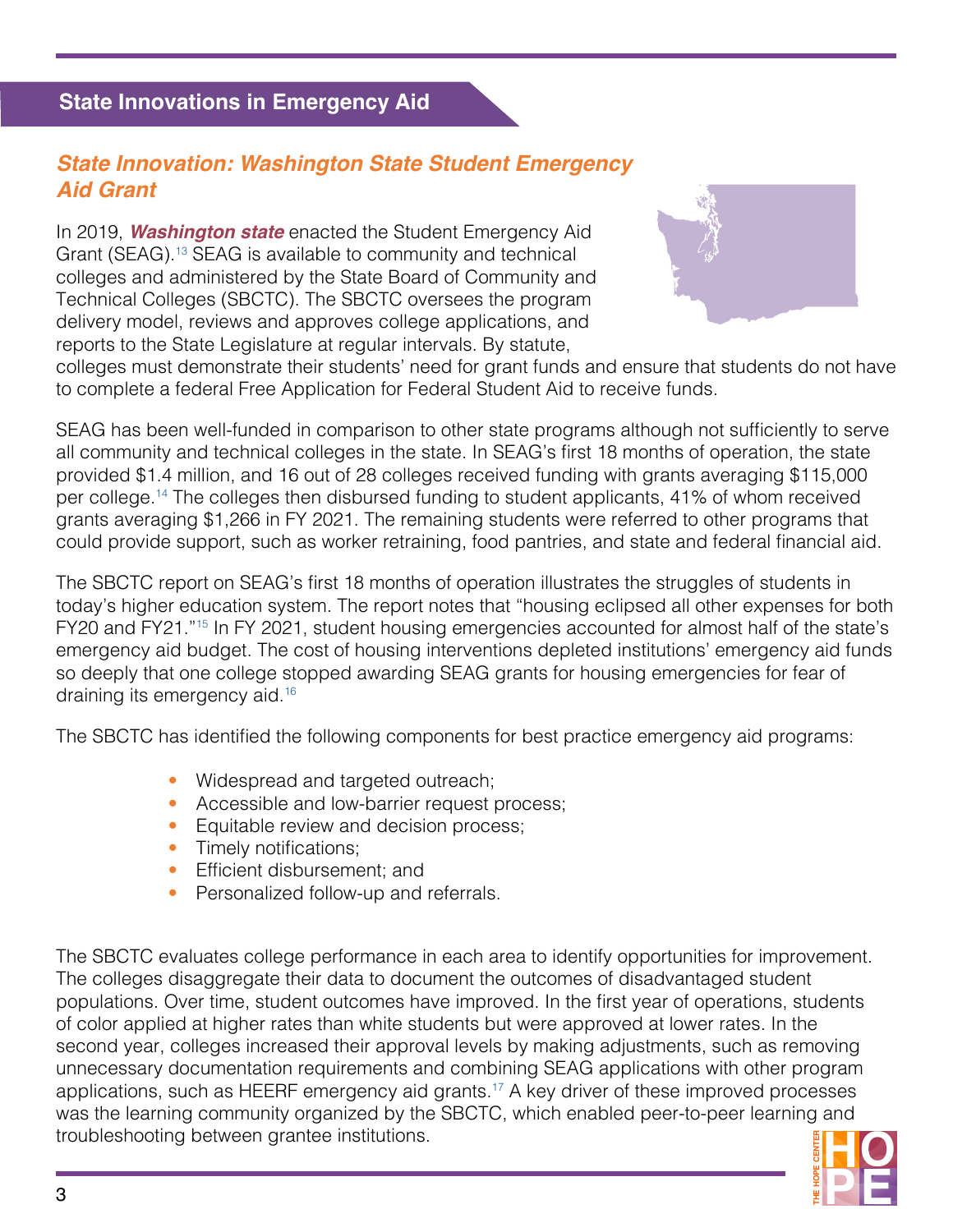## State Innovations in Emergency Aid

### *State Innovation: Washington State Student Emergency Aid Grant*

In 2019, ***Washington state*** enacted the Student Emergency Aid Grant (SEAG).[13] SEAG is available to community and technical colleges and administered by the State Board of Community and Technical Colleges (SBCTC). The SBCTC oversees the program delivery model, reviews and approves college applications, and reports to the State Legislature at regular intervals. By statute, colleges must demonstrate their students' need for grant funds and ensure that students do not have to complete a federal Free Application for Federal Student Aid to receive funds.

SEAG has been well-funded in comparison to other state programs although not sufficiently to serve all community and technical colleges in the state. In SEAG's first 18 months of operation, the state provided $1.4 million, and 16 out of 28 colleges received funding with grants averaging $115,000 per college.[14] The colleges then disbursed funding to student applicants, 41% of whom received grants averaging $1,266 in FY 2021. The remaining students were referred to other programs that could provide support, such as worker retraining, food pantries, and state and federal financial aid.

The SBCTC report on SEAG's first 18 months of operation illustrates the struggles of students in today's higher education system. The report notes that "housing eclipsed all other expenses for both FY20 and FY21."[15] In FY 2021, student housing emergencies accounted for almost half of the state's emergency aid budget. The cost of housing interventions depleted institutions' emergency aid funds so deeply that one college stopped awarding SEAG grants for housing emergencies for fear of draining its emergency aid.[16]

The SBCTC has identified the following components for best practice emergency aid programs:

- Widespread and targeted outreach;
- Accessible and low-barrier request process;
- Equitable review and decision process;
- Timely notifications;
- Efficient disbursement; and
- Personalized follow-up and referrals.

The SBCTC evaluates college performance in each area to identify opportunities for improvement. The colleges disaggregate their data to document the outcomes of disadvantaged student populations. Over time, student outcomes have improved. In the first year of operations, students of color applied at higher rates than white students but were approved at lower rates. In the second year, colleges increased their approval levels by making adjustments, such as removing unnecessary documentation requirements and combining SEAG applications with other program applications, such as HEERF emergency aid grants.[17] A key driver of these improved processes was the learning community organized by the SBCTC, which enabled peer-to-peer learning and troubleshooting between grantee institutions.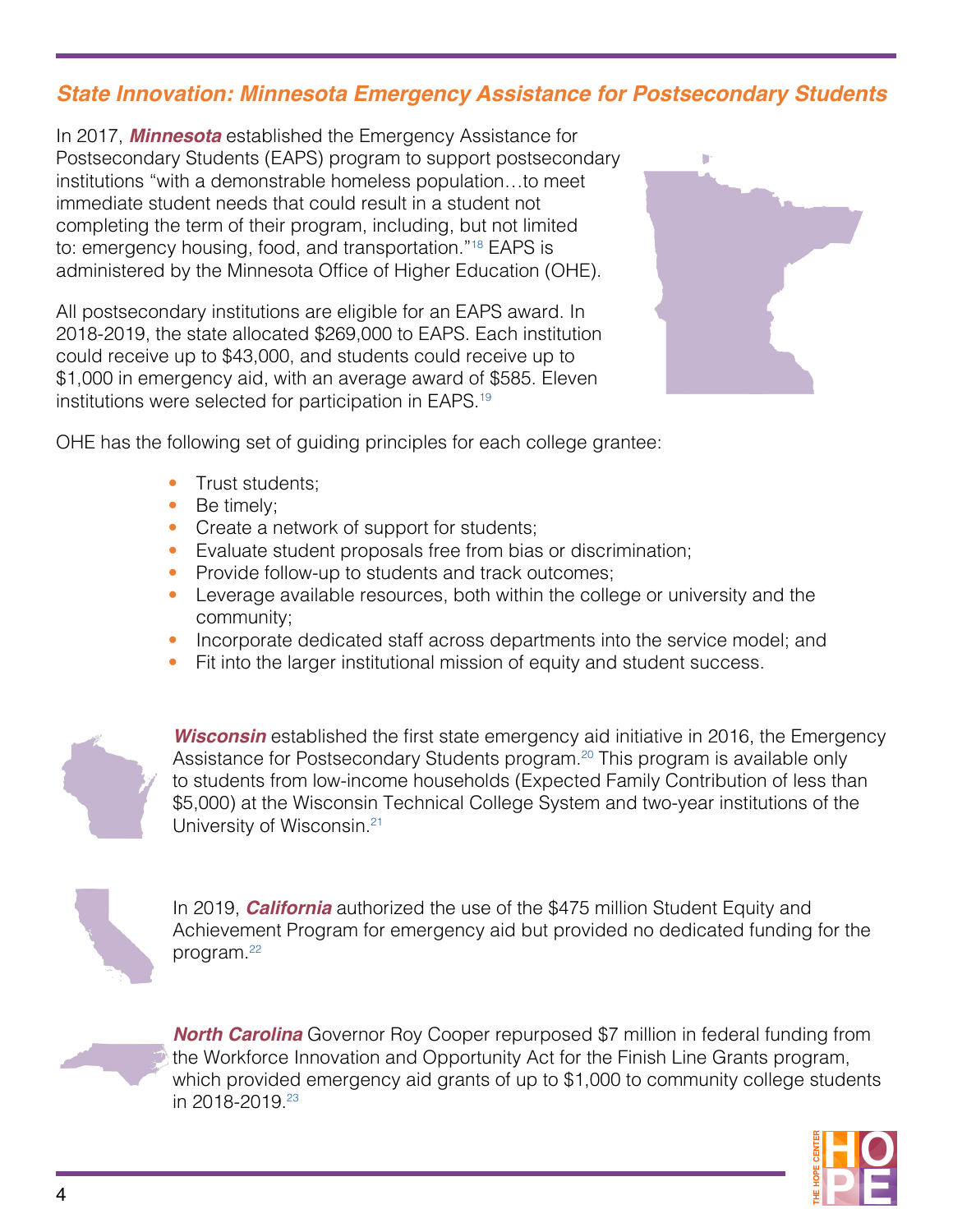## *State Innovation: Minnesota Emergency Assistance for Postsecondary Students*

In 2017, ***Minnesota*** established the Emergency Assistance for Postsecondary Students (EAPS) program to support postsecondary institutions "with a demonstrable homeless population…to meet immediate student needs that could result in a student not completing the term of their program, including, but not limited to: emergency housing, food, and transportation."[18] EAPS is administered by the Minnesota Office of Higher Education (OHE).

All postsecondary institutions are eligible for an EAPS award. In 2018-2019, the state allocated $269,000 to EAPS. Each institution could receive up to $43,000, and students could receive up to $1,000 in emergency aid, with an average award of $585. Eleven institutions were selected for participation in EAPS.[19]

OHE has the following set of guiding principles for each college grantee:

- Trust students;
- Be timely;
- Create a network of support for students;
- Evaluate student proposals free from bias or discrimination;
- Provide follow-up to students and track outcomes;
- Leverage available resources, both within the college or university and the community;
- Incorporate dedicated staff across departments into the service model; and
- Fit into the larger institutional mission of equity and student success.

***Wisconsin*** established the first state emergency aid initiative in 2016, the Emergency Assistance for Postsecondary Students program.[20] This program is available only to students from low-income households (Expected Family Contribution of less than $5,000) at the Wisconsin Technical College System and two-year institutions of the University of Wisconsin.[21]

In 2019, ***California*** authorized the use of the $475 million Student Equity and Achievement Program for emergency aid but provided no dedicated funding for the program.[22]

***North Carolina*** Governor Roy Cooper repurposed $7 million in federal funding from the Workforce Innovation and Opportunity Act for the Finish Line Grants program, which provided emergency aid grants of up to $1,000 to community college students in 2018-2019.[23]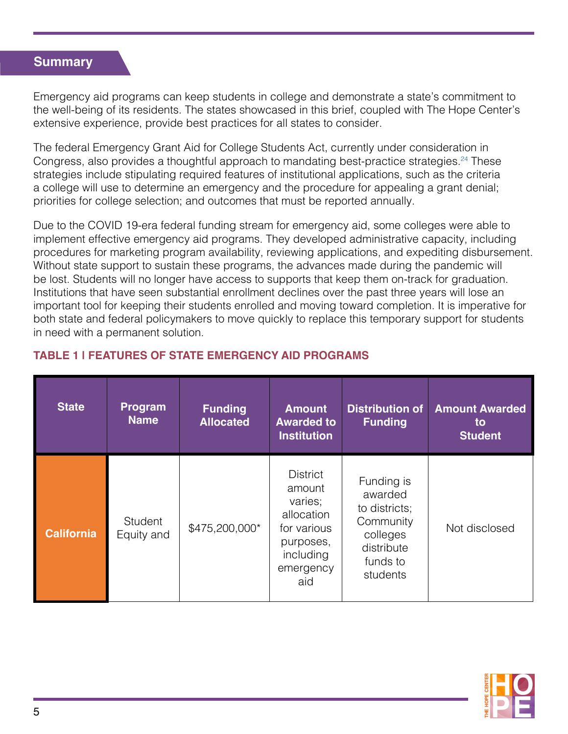## Summary

Emergency aid programs can keep students in college and demonstrate a state's commitment to the well-being of its residents. The states showcased in this brief, coupled with The Hope Center's extensive experience, provide best practices for all states to consider.

The federal Emergency Grant Aid for College Students Act, currently under consideration in Congress, also provides a thoughtful approach to mandating best-practice strategies.[24] These strategies include stipulating required features of institutional applications, such as the criteria a college will use to determine an emergency and the procedure for appealing a grant denial; priorities for college selection; and outcomes that must be reported annually.

Due to the COVID 19-era federal funding stream for emergency aid, some colleges were able to implement effective emergency aid programs. They developed administrative capacity, including procedures for marketing program availability, reviewing applications, and expediting disbursement. Without state support to sustain these programs, the advances made during the pandemic will be lost. Students will no longer have access to supports that keep them on-track for graduation. Institutions that have seen substantial enrollment declines over the past three years will lose an important tool for keeping their students enrolled and moving toward completion. It is imperative for both state and federal policymakers to move quickly to replace this temporary support for students in need with a permanent solution.

**TABLE 1 I FEATURES OF STATE EMERGENCY AID PROGRAMS**

| State | Program Name | Funding Allocated | Amount Awarded to Institution | Distribution of Funding | Amount Awarded to Student |
|---|---|---|---|---|---|
| **California** | Student Equity and | $475,200,000* | District amount varies; allocation for various purposes, including emergency aid | Funding is awarded to districts; Community colleges distribute funds to students | Not disclosed |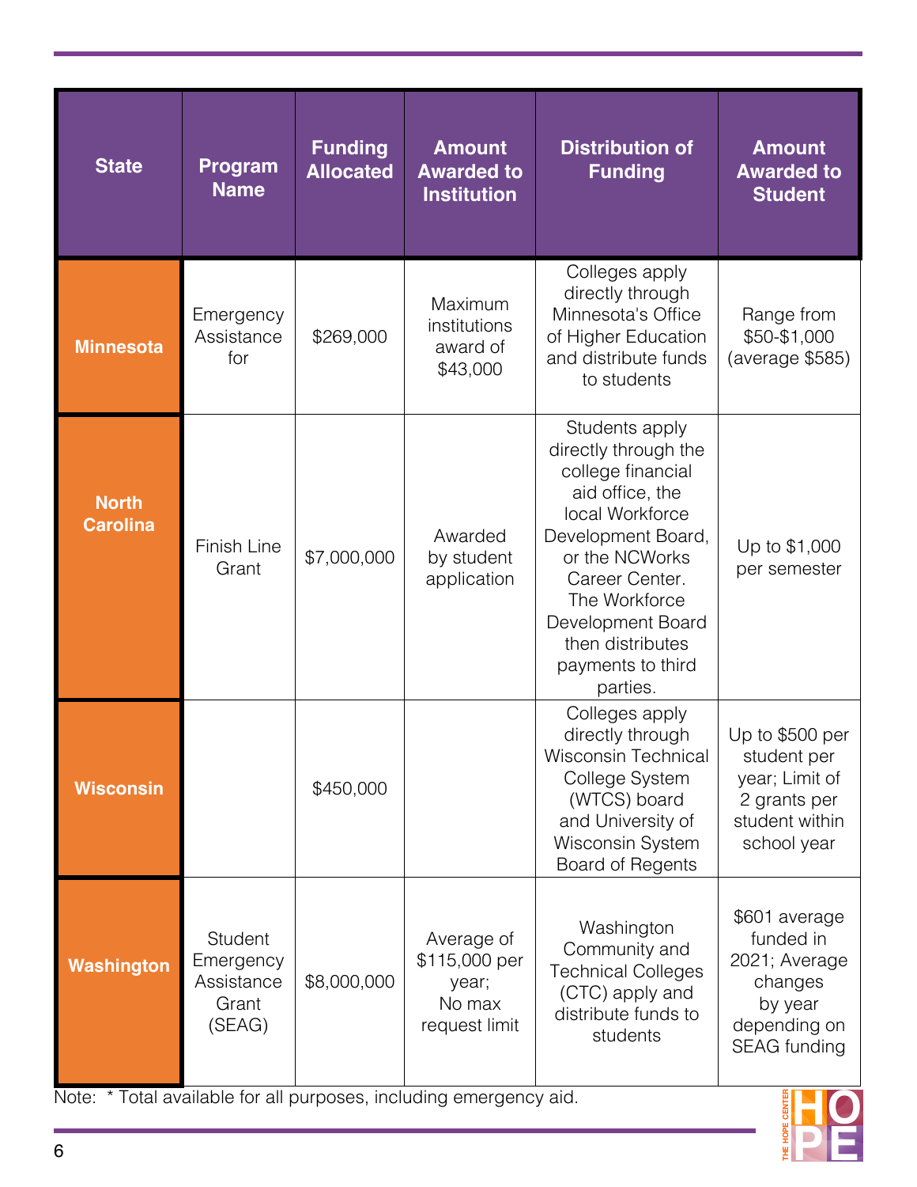| State | Program Name | Funding Allocated | Amount Awarded to Institution | Distribution of Funding | Amount Awarded to Student |
|---|---|---|---|---|---|
| Minnesota | Emergency Assistance for | $269,000 | Maximum institutions award of $43,000 | Colleges apply directly through Minnesota's Office of Higher Education and distribute funds to students | Range from $50-$1,000 (average $585) |
| North Carolina | Finish Line Grant | $7,000,000 | Awarded by student application | Students apply directly through the college financial aid office, the local Workforce Development Board, or the NCWorks Career Center. The Workforce Development Board then distributes payments to third parties. | Up to $1,000 per semester |
| Wisconsin | | $450,000 | | Colleges apply directly through Wisconsin Technical College System (WTCS) board and University of Wisconsin System Board of Regents | Up to $500 per student per year; Limit of 2 grants per student within school year |
| Washington | Student Emergency Assistance Grant (SEAG) | $8,000,000 | Average of $115,000 per year; No max request limit | Washington Community and Technical Colleges (CTC) apply and distribute funds to students | $601 average funded in 2021; Average changes by year depending on SEAG funding |

Note: * Total available for all purposes, including emergency aid.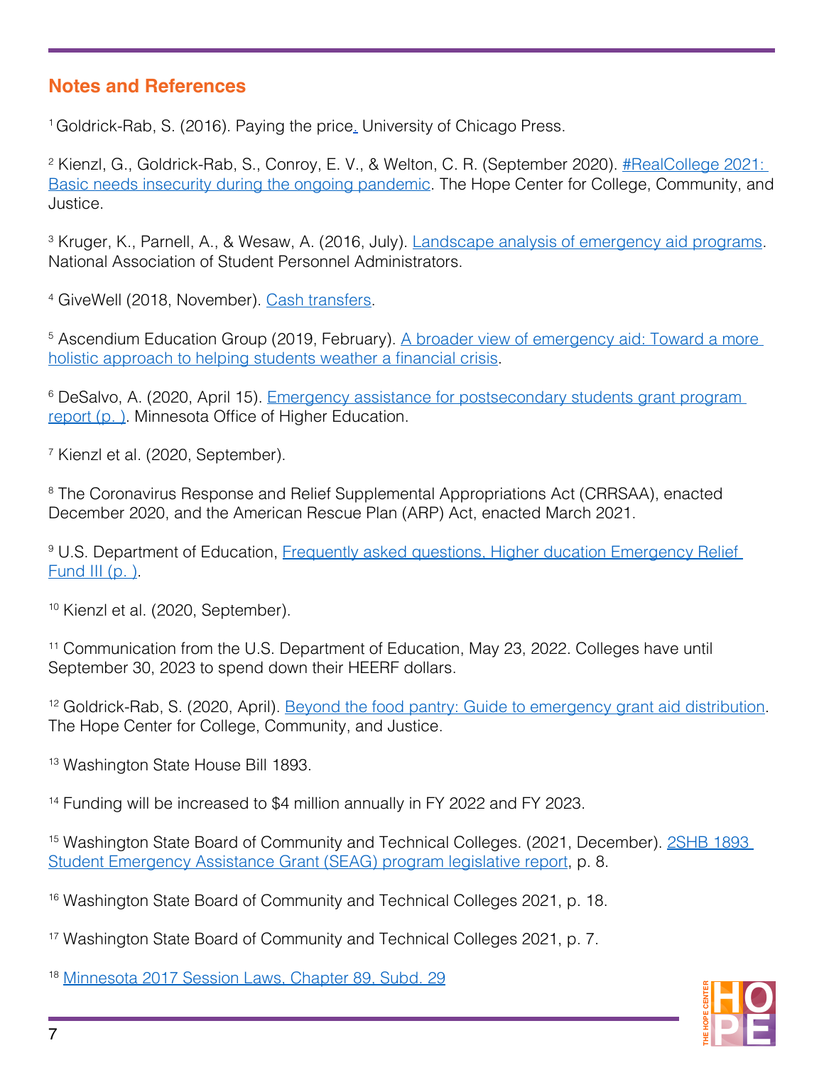## Notes and References

[1] Goldrick-Rab, S. (2016). Paying the price. University of Chicago Press.

[2] Kienzl, G., Goldrick-Rab, S., Conroy, E. V., & Welton, C. R. (September 2020). #RealCollege 2021: Basic needs insecurity during the ongoing pandemic. The Hope Center for College, Community, and Justice.

[3] Kruger, K., Parnell, A., & Wesaw, A. (2016, July). Landscape analysis of emergency aid programs. National Association of Student Personnel Administrators.

[4] GiveWell (2018, November). Cash transfers.

[5] Ascendium Education Group (2019, February). A broader view of emergency aid: Toward a more holistic approach to helping students weather a financial crisis.

[6] DeSalvo, A. (2020, April 15). Emergency assistance for postsecondary students grant program report (p. ). Minnesota Office of Higher Education.

[7] Kienzl et al. (2020, September).

[8] The Coronavirus Response and Relief Supplemental Appropriations Act (CRRSAA), enacted December 2020, and the American Rescue Plan (ARP) Act, enacted March 2021.

[9] U.S. Department of Education, Frequently asked questions, Higher ducation Emergency Relief Fund III (p. ).

[10] Kienzl et al. (2020, September).

[11] Communication from the U.S. Department of Education, May 23, 2022. Colleges have until September 30, 2023 to spend down their HEERF dollars.

[12] Goldrick-Rab, S. (2020, April). Beyond the food pantry: Guide to emergency grant aid distribution. The Hope Center for College, Community, and Justice.

[13] Washington State House Bill 1893.

[14] Funding will be increased to $4 million annually in FY 2022 and FY 2023.

[15] Washington State Board of Community and Technical Colleges. (2021, December). 2SHB 1893 Student Emergency Assistance Grant (SEAG) program legislative report, p. 8.

[16] Washington State Board of Community and Technical Colleges 2021, p. 18.

[17] Washington State Board of Community and Technical Colleges 2021, p. 7.

[18] Minnesota 2017 Session Laws, Chapter 89, Subd. 29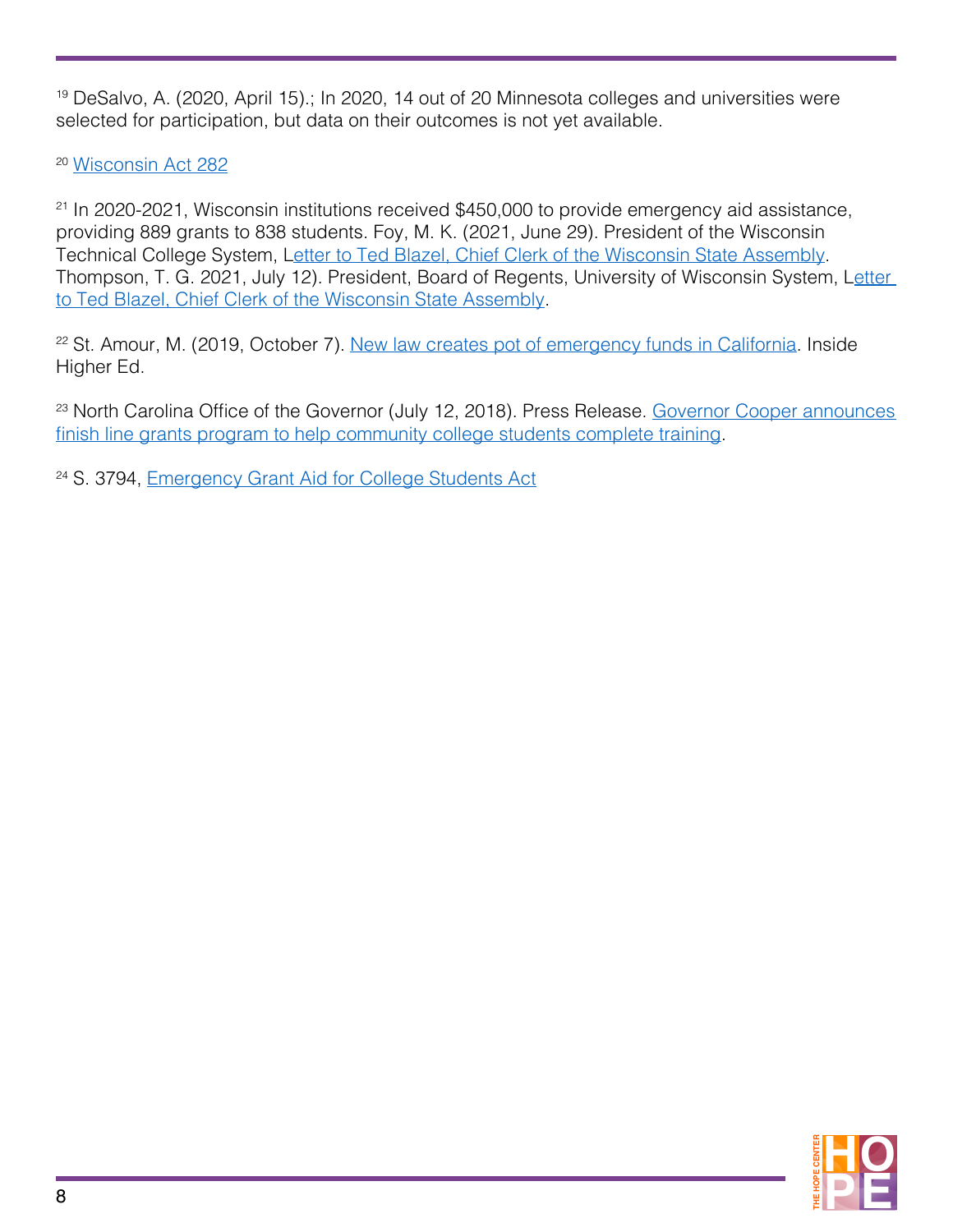[19] DeSalvo, A. (2020, April 15).; In 2020, 14 out of 20 Minnesota colleges and universities were selected for participation, but data on their outcomes is not yet available.

[20] Wisconsin Act 282

[21] In 2020-2021, Wisconsin institutions received $450,000 to provide emergency aid assistance, providing 889 grants to 838 students. Foy, M. K. (2021, June 29). President of the Wisconsin Technical College System, Letter to Ted Blazel, Chief Clerk of the Wisconsin State Assembly. Thompson, T. G. 2021, July 12). President, Board of Regents, University of Wisconsin System, Letter to Ted Blazel, Chief Clerk of the Wisconsin State Assembly.

[22] St. Amour, M. (2019, October 7). New law creates pot of emergency funds in California. Inside Higher Ed.

[23] North Carolina Office of the Governor (July 12, 2018). Press Release. Governor Cooper announces finish line grants program to help community college students complete training.

[24] S. 3794, Emergency Grant Aid for College Students Act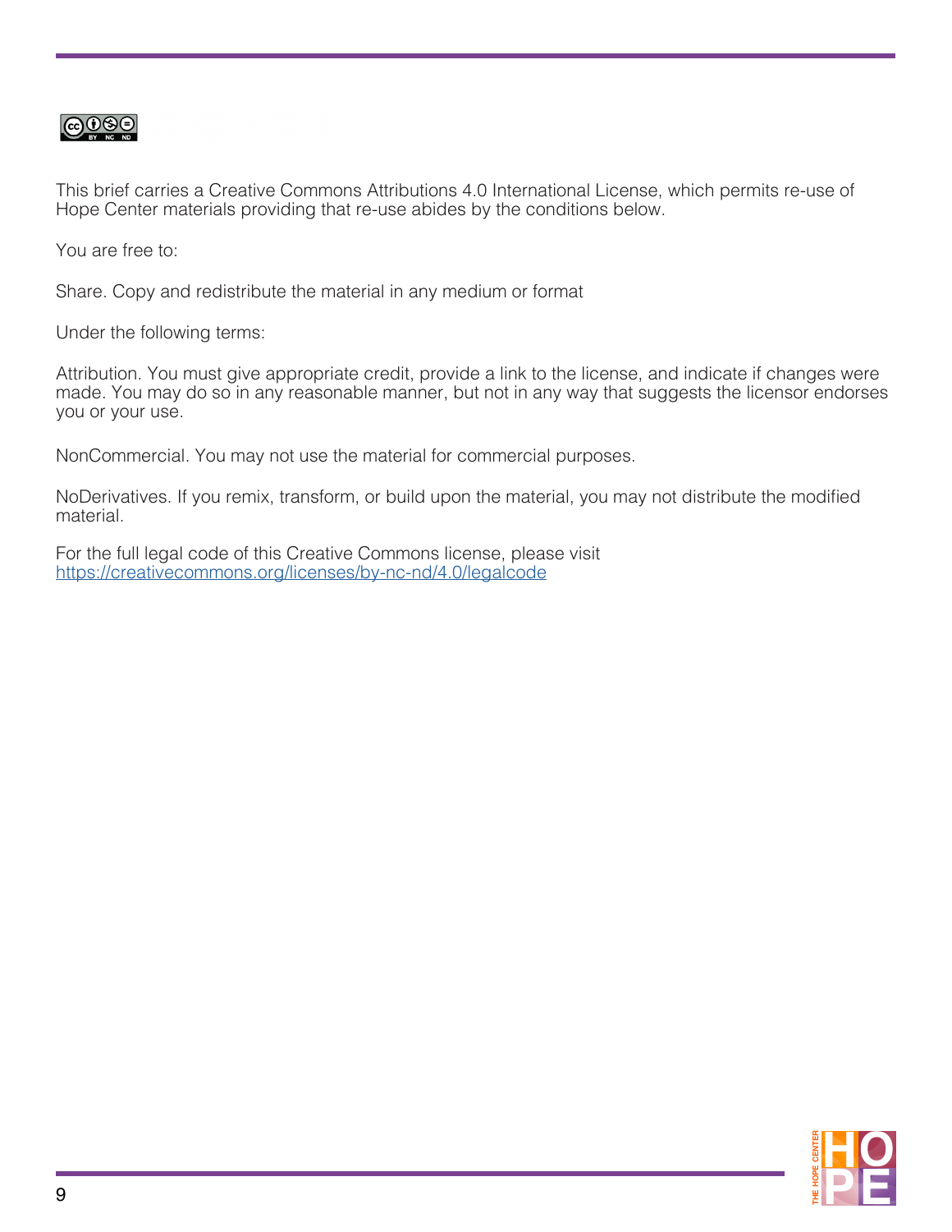This brief carries a Creative Commons Attributions 4.0 International License, which permits re-use of Hope Center materials providing that re-use abides by the conditions below.

You are free to:

Share. Copy and redistribute the material in any medium or format

Under the following terms:

Attribution. You must give appropriate credit, provide a link to the license, and indicate if changes were made. You may do so in any reasonable manner, but not in any way that suggests the licensor endorses you or your use.

NonCommercial. You may not use the material for commercial purposes.

NoDerivatives. If you remix, transform, or build upon the material, you may not distribute the modified material.

For the full legal code of this Creative Commons license, please visit
https://creativecommons.org/licenses/by-nc-nd/4.0/legalcode